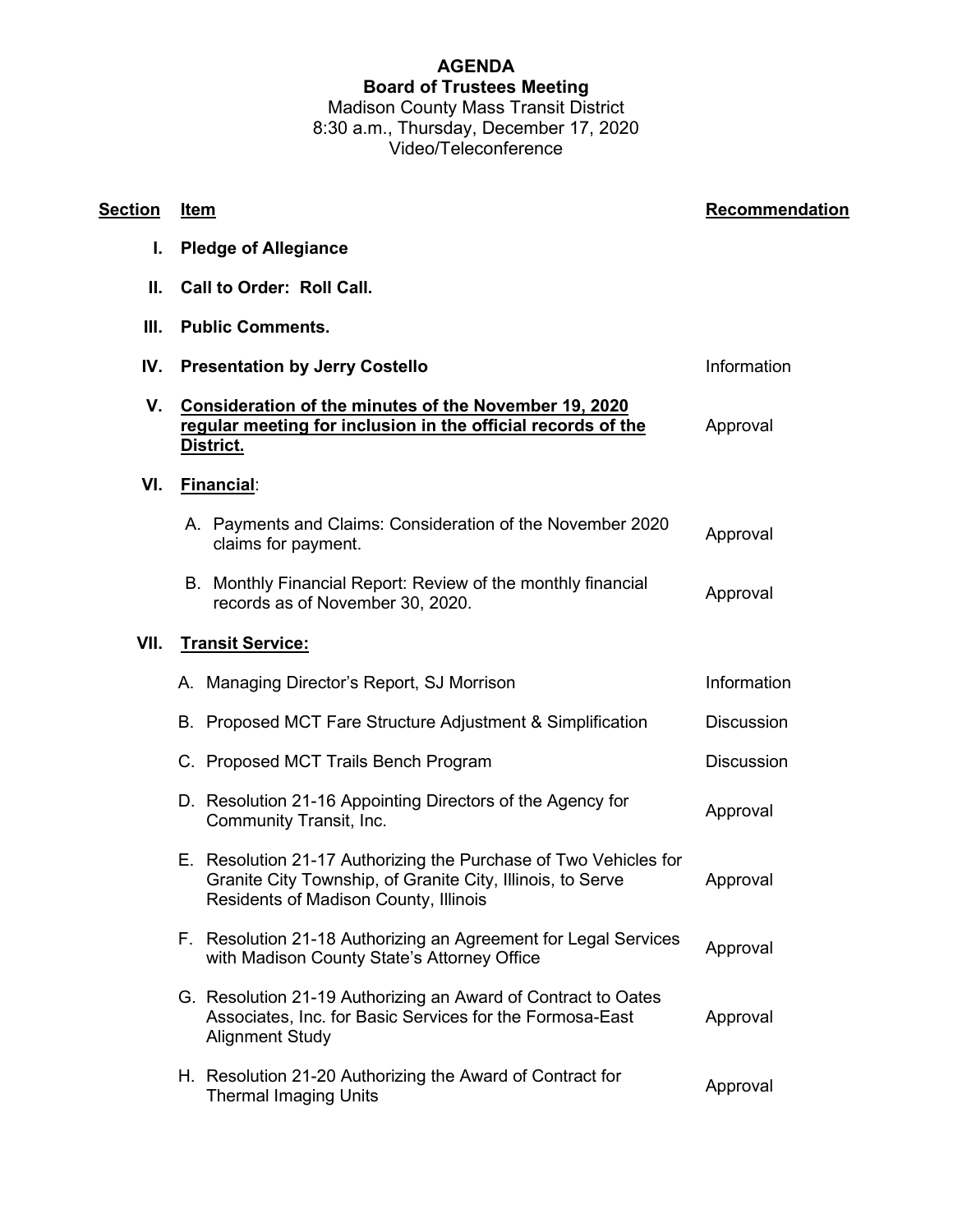# AGENDA

## Board of Trustees Meeting

Madison County Mass Transit District
8:30 a.m., Thursday, December 17, 2020
Video/Teleconference

| Section | Item | Recommendation |
|---|---|---|
| I. | **Pledge of Allegiance** | |
| II. | **Call to Order: Roll Call.** | |
| III. | **Public Comments.** | |
| IV. | **Presentation by Jerry Costello** | Information |
| V. | **Consideration of the minutes of the November 19, 2020 regular meeting for inclusion in the official records of the District.** | Approval |
| VI. | **Financial**: | |
| | A. Payments and Claims: Consideration of the November 2020 claims for payment. | Approval |
| | B. Monthly Financial Report: Review of the monthly financial records as of November 30, 2020. | Approval |
| VII. | **Transit Service:** | |
| | A. Managing Director's Report, SJ Morrison | Information |
| | B. Proposed MCT Fare Structure Adjustment & Simplification | Discussion |
| | C. Proposed MCT Trails Bench Program | Discussion |
| | D. Resolution 21-16 Appointing Directors of the Agency for Community Transit, Inc. | Approval |
| | E. Resolution 21-17 Authorizing the Purchase of Two Vehicles for Granite City Township, of Granite City, Illinois, to Serve Residents of Madison County, Illinois | Approval |
| | F. Resolution 21-18 Authorizing an Agreement for Legal Services with Madison County State's Attorney Office | Approval |
| | G. Resolution 21-19 Authorizing an Award of Contract to Oates Associates, Inc. for Basic Services for the Formosa-East Alignment Study | Approval |
| | H. Resolution 21-20 Authorizing the Award of Contract for Thermal Imaging Units | Approval |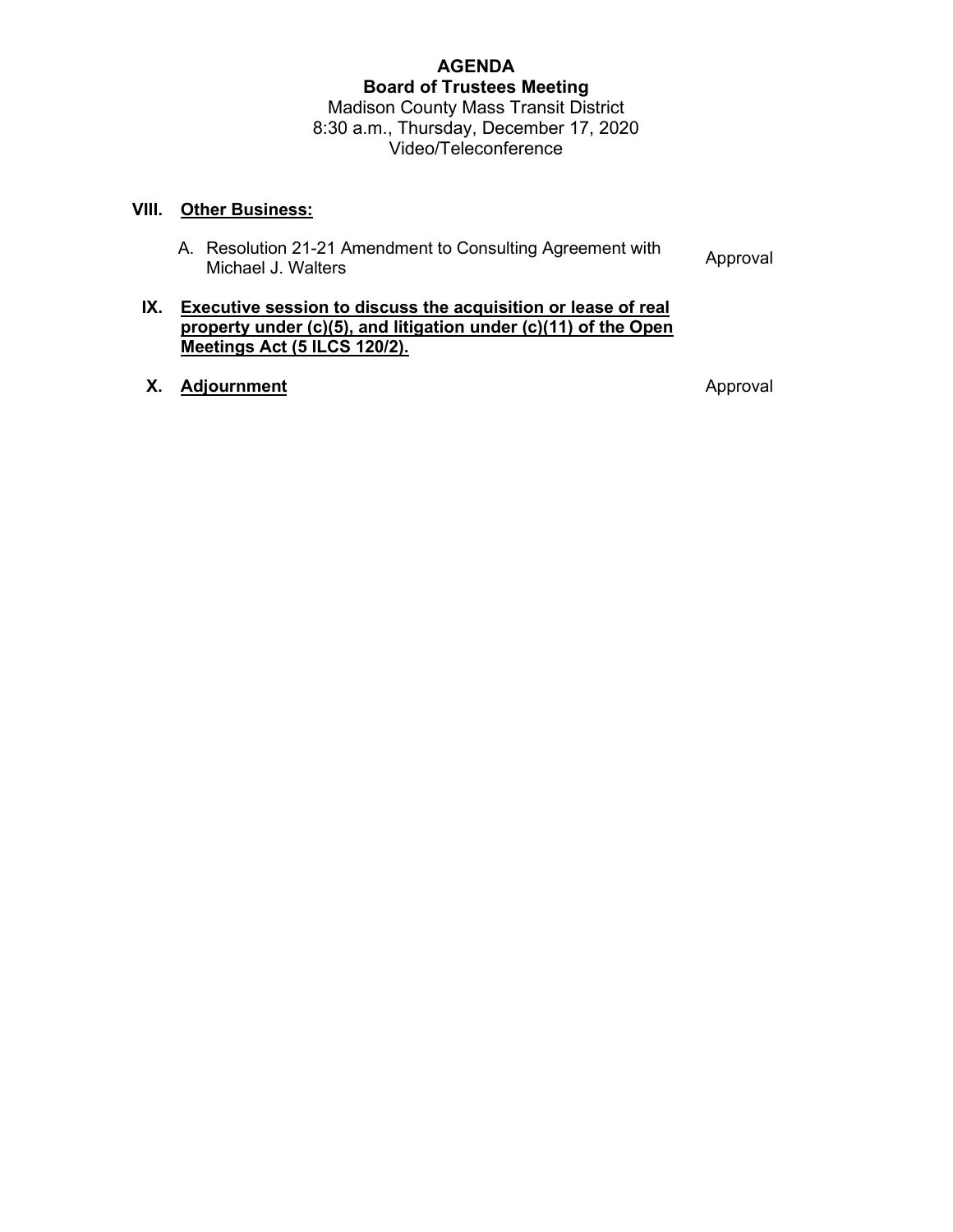**AGENDA**
**Board of Trustees Meeting**
Madison County Mass Transit District
8:30 a.m., Thursday, December 17, 2020
Video/Teleconference

**VIII. Other Business:**

A. Resolution 21-21 Amendment to Consulting Agreement with Michael J. Walters — Approval

**IX. Executive session to discuss the acquisition or lease of real property under (c)(5), and litigation under (c)(11) of the Open Meetings Act (5 ILCS 120/2).**

**X. Adjournment** — Approval